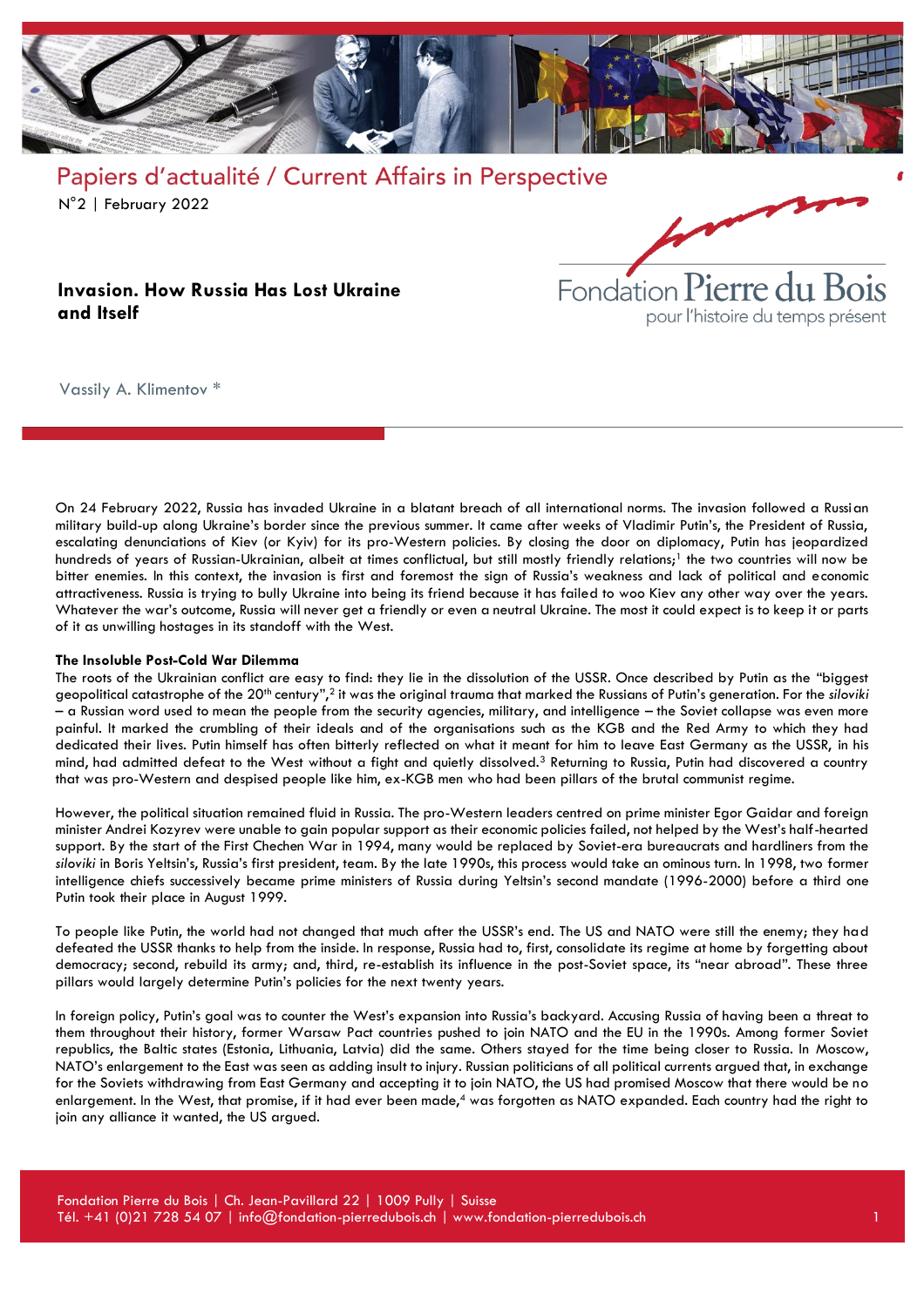Papiers d'actualité / Current Affairs in Perspective

N°2 | February 2022

Fondation Pierre du Bois

pour l'histoire du temps présent

# Invasion. How Russia Has Lost Ukraine and Itself

Vassily A. Klimentov *

On 24 February 2022, Russia has invaded Ukraine in a blatant breach of all international norms. The invasion followed a Russian military build-up along Ukraine's border since the previous summer. It came after weeks of Vladimir Putin's, the President of Russia, escalating denunciations of Kiev (or Kyiv) for its pro-Western policies. By closing the door on diplomacy, Putin has jeopardized hundreds of years of Russian-Ukrainian, albeit at times conflictual, but still mostly friendly relations;[1] the two countries will now be bitter enemies. In this context, the invasion is first and foremost the sign of Russia's weakness and lack of political and economic attractiveness. Russia is trying to bully Ukraine into being its friend because it has failed to woo Kiev any other way over the years. Whatever the war's outcome, Russia will never get a friendly or even a neutral Ukraine. The most it could expect is to keep it or parts of it as unwilling hostages in its standoff with the West.

**The Insoluble Post-Cold War Dilemma**

The roots of the Ukrainian conflict are easy to find: they lie in the dissolution of the USSR. Once described by Putin as the "biggest geopolitical catastrophe of the 20th century",[2] it was the original trauma that marked the Russians of Putin's generation. For the *siloviki* – a Russian word used to mean the people from the security agencies, military, and intelligence – the Soviet collapse was even more painful. It marked the crumbling of their ideals and of the organisations such as the KGB and the Red Army to which they had dedicated their lives. Putin himself has often bitterly reflected on what it meant for him to leave East Germany as the USSR, in his mind, had admitted defeat to the West without a fight and quietly dissolved.[3] Returning to Russia, Putin had discovered a country that was pro-Western and despised people like him, ex-KGB men who had been pillars of the brutal communist regime.

However, the political situation remained fluid in Russia. The pro-Western leaders centred on prime minister Egor Gaidar and foreign minister Andrei Kozyrev were unable to gain popular support as their economic policies failed, not helped by the West's half-hearted support. By the start of the First Chechen War in 1994, many would be replaced by Soviet-era bureaucrats and hardliners from the *siloviki* in Boris Yeltsin's, Russia's first president, team. By the late 1990s, this process would take an ominous turn. In 1998, two former intelligence chiefs successively became prime ministers of Russia during Yeltsin's second mandate (1996-2000) before a third one Putin took their place in August 1999.

To people like Putin, the world had not changed that much after the USSR's end. The US and NATO were still the enemy; they had defeated the USSR thanks to help from the inside. In response, Russia had to, first, consolidate its regime at home by forgetting about democracy; second, rebuild its army; and, third, re-establish its influence in the post-Soviet space, its "near abroad". These three pillars would largely determine Putin's policies for the next twenty years.

In foreign policy, Putin's goal was to counter the West's expansion into Russia's backyard. Accusing Russia of having been a threat to them throughout their history, former Warsaw Pact countries pushed to join NATO and the EU in the 1990s. Among former Soviet republics, the Baltic states (Estonia, Lithuania, Latvia) did the same. Others stayed for the time being closer to Russia. In Moscow, NATO's enlargement to the East was seen as adding insult to injury. Russian politicians of all political currents argued that, in exchange for the Soviets withdrawing from East Germany and accepting it to join NATO, the US had promised Moscow that there would be no enlargement. In the West, that promise, if it had ever been made,[4] was forgotten as NATO expanded. Each country had the right to join any alliance it wanted, the US argued.

Fondation Pierre du Bois | Ch. Jean-Pavillard 22 | 1009 Pully | Suisse
Tél. +41 (0)21 728 54 07 | info@fondation-pierredubois.ch | www.fondation-pierredubois.ch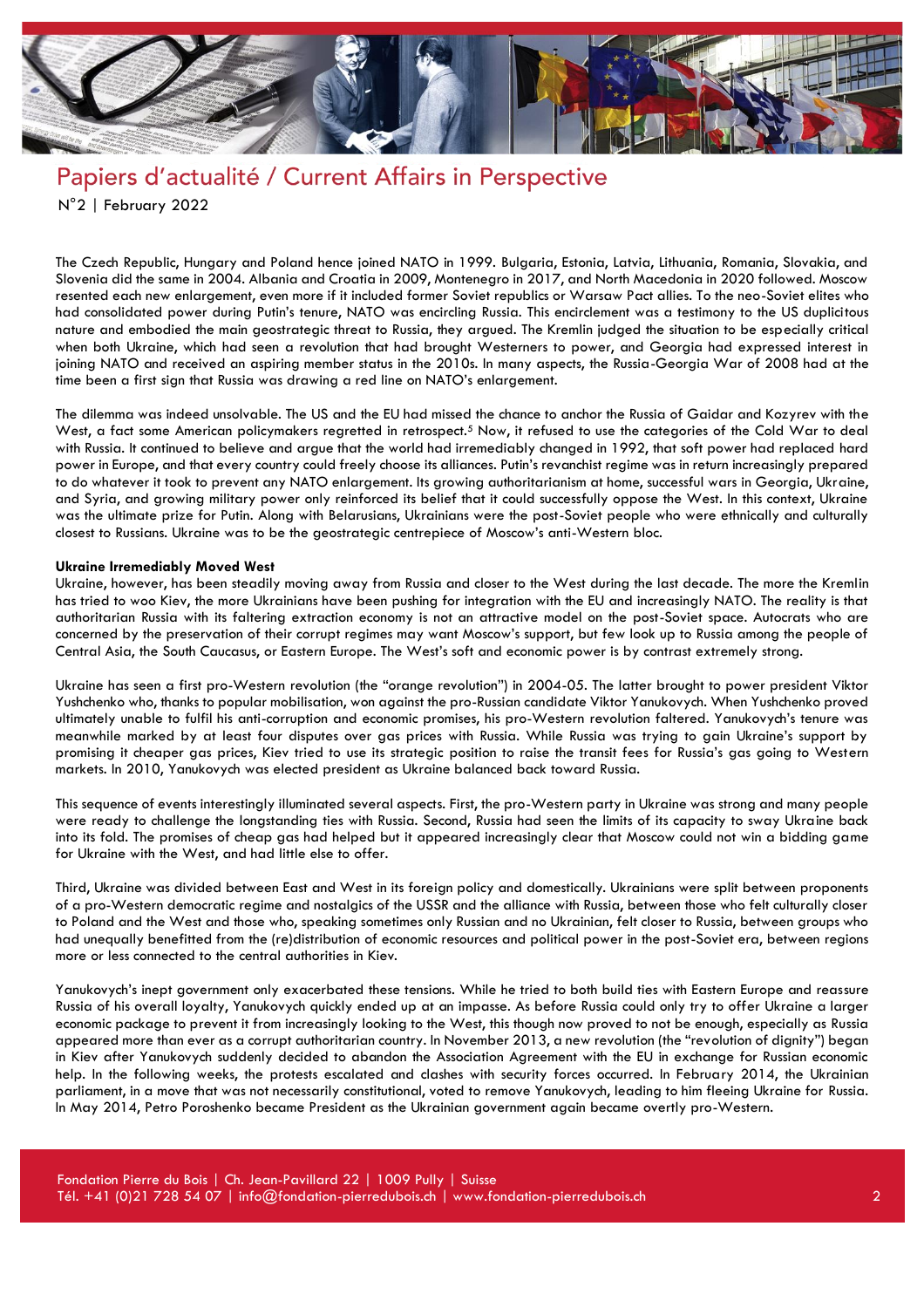The Czech Republic, Hungary and Poland hence joined NATO in 1999. Bulgaria, Estonia, Latvia, Lithuania, Romania, Slovakia, and Slovenia did the same in 2004. Albania and Croatia in 2009, Montenegro in 2017, and North Macedonia in 2020 followed. Moscow resented each new enlargement, even more if it included former Soviet republics or Warsaw Pact allies. To the neo-Soviet elites who had consolidated power during Putin's tenure, NATO was encircling Russia. This encirclement was a testimony to the US duplicitous nature and embodied the main geostrategic threat to Russia, they argued. The Kremlin judged the situation to be especially critical when both Ukraine, which had seen a revolution that had brought Westerners to power, and Georgia had expressed interest in joining NATO and received an aspiring member status in the 2010s. In many aspects, the Russia-Georgia War of 2008 had at the time been a first sign that Russia was drawing a red line on NATO's enlargement.

The dilemma was indeed unsolvable. The US and the EU had missed the chance to anchor the Russia of Gaidar and Kozyrev with the West, a fact some American policymakers regretted in retrospect.[5] Now, it refused to use the categories of the Cold War to deal with Russia. It continued to believe and argue that the world had irremediably changed in 1992, that soft power had replaced hard power in Europe, and that every country could freely choose its alliances. Putin's revanchist regime was in return increasingly prepared to do whatever it took to prevent any NATO enlargement. Its growing authoritarianism at home, successful wars in Georgia, Ukraine, and Syria, and growing military power only reinforced its belief that it could successfully oppose the West. In this context, Ukraine was the ultimate prize for Putin. Along with Belarusians, Ukrainians were the post-Soviet people who were ethnically and culturally closest to Russians. Ukraine was to be the geostrategic centrepiece of Moscow's anti-Western bloc.

**Ukraine Irremediably Moved West**

Ukraine, however, has been steadily moving away from Russia and closer to the West during the last decade. The more the Kremlin has tried to woo Kiev, the more Ukrainians have been pushing for integration with the EU and increasingly NATO. The reality is that authoritarian Russia with its faltering extraction economy is not an attractive model on the post-Soviet space. Autocrats who are concerned by the preservation of their corrupt regimes may want Moscow's support, but few look up to Russia among the people of Central Asia, the South Caucasus, or Eastern Europe. The West's soft and economic power is by contrast extremely strong.

Ukraine has seen a first pro-Western revolution (the "orange revolution") in 2004-05. The latter brought to power president Viktor Yushchenko who, thanks to popular mobilisation, won against the pro-Russian candidate Viktor Yanukovych. When Yushchenko proved ultimately unable to fulfil his anti-corruption and economic promises, his pro-Western revolution faltered. Yanukovych's tenure was meanwhile marked by at least four disputes over gas prices with Russia. While Russia was trying to gain Ukraine's support by promising it cheaper gas prices, Kiev tried to use its strategic position to raise the transit fees for Russia's gas going to Western markets. In 2010, Yanukovych was elected president as Ukraine balanced back toward Russia.

This sequence of events interestingly illuminated several aspects. First, the pro-Western party in Ukraine was strong and many people were ready to challenge the longstanding ties with Russia. Second, Russia had seen the limits of its capacity to sway Ukraine back into its fold. The promises of cheap gas had helped but it appeared increasingly clear that Moscow could not win a bidding game for Ukraine with the West, and had little else to offer.

Third, Ukraine was divided between East and West in its foreign policy and domestically. Ukrainians were split between proponents of a pro-Western democratic regime and nostalgics of the USSR and the alliance with Russia, between those who felt culturally closer to Poland and the West and those who, speaking sometimes only Russian and no Ukrainian, felt closer to Russia, between groups who had unequally benefitted from the (re)distribution of economic resources and political power in the post-Soviet era, between regions more or less connected to the central authorities in Kiev.

Yanukovych's inept government only exacerbated these tensions. While he tried to both build ties with Eastern Europe and reassure Russia of his overall loyalty, Yanukovych quickly ended up at an impasse. As before Russia could only try to offer Ukraine a larger economic package to prevent it from increasingly looking to the West, this though now proved to not be enough, especially as Russia appeared more than ever as a corrupt authoritarian country. In November 2013, a new revolution (the "revolution of dignity") began in Kiev after Yanukovych suddenly decided to abandon the Association Agreement with the EU in exchange for Russian economic help. In the following weeks, the protests escalated and clashes with security forces occurred. In February 2014, the Ukrainian parliament, in a move that was not necessarily constitutional, voted to remove Yanukovych, leading to him fleeing Ukraine for Russia. In May 2014, Petro Poroshenko became President as the Ukrainian government again became overtly pro-Western.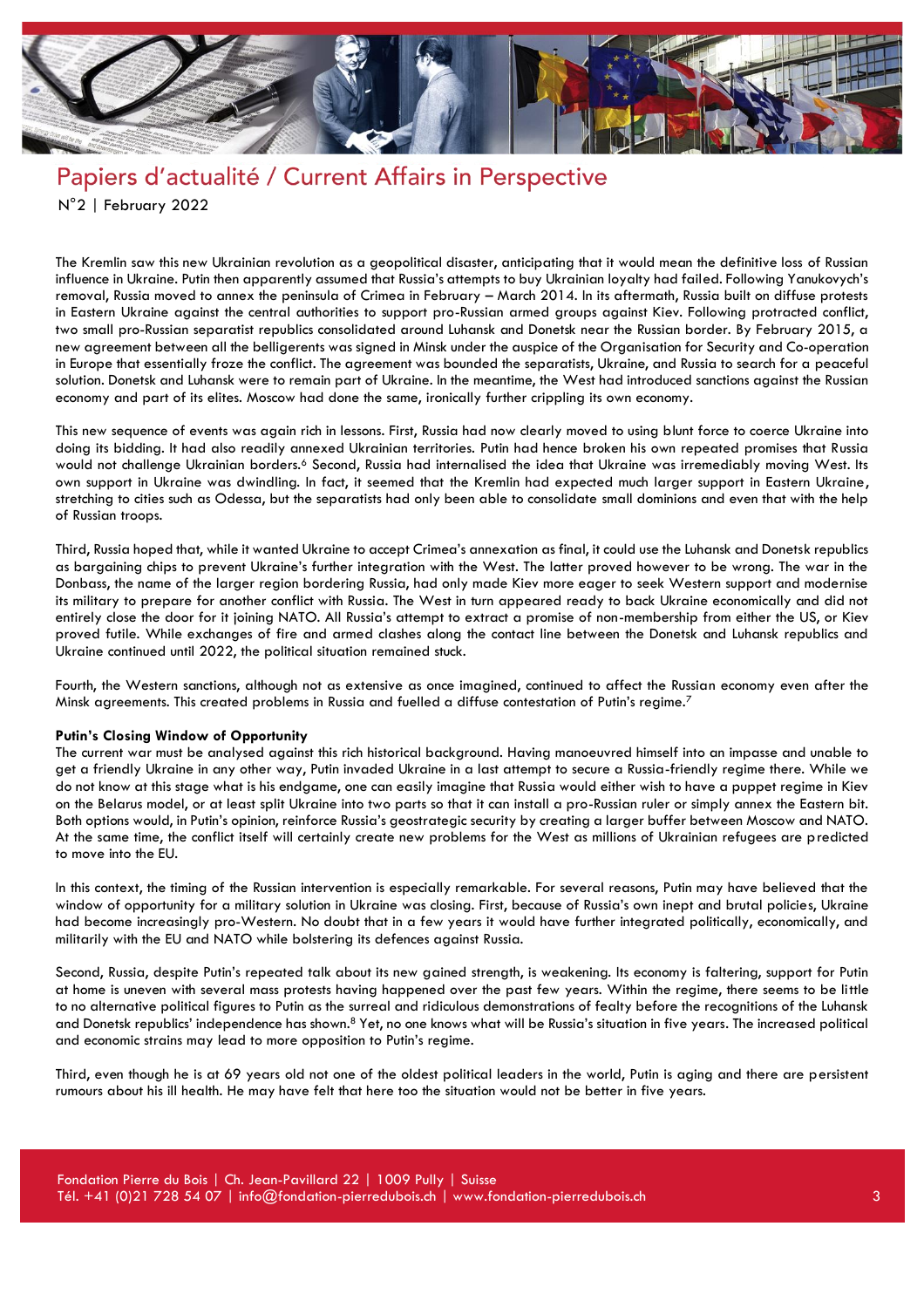The Kremlin saw this new Ukrainian revolution as a geopolitical disaster, anticipating that it would mean the definitive loss of Russian influence in Ukraine. Putin then apparently assumed that Russia's attempts to buy Ukrainian loyalty had failed. Following Yanukovych's removal, Russia moved to annex the peninsula of Crimea in February – March 2014. In its aftermath, Russia built on diffuse protests in Eastern Ukraine against the central authorities to support pro-Russian armed groups against Kiev. Following protracted conflict, two small pro-Russian separatist republics consolidated around Luhansk and Donetsk near the Russian border. By February 2015, a new agreement between all the belligerents was signed in Minsk under the auspice of the Organisation for Security and Co-operation in Europe that essentially froze the conflict. The agreement was bounded the separatists, Ukraine, and Russia to search for a peaceful solution. Donetsk and Luhansk were to remain part of Ukraine. In the meantime, the West had introduced sanctions against the Russian economy and part of its elites. Moscow had done the same, ironically further crippling its own economy.

This new sequence of events was again rich in lessons. First, Russia had now clearly moved to using blunt force to coerce Ukraine into doing its bidding. It had also readily annexed Ukrainian territories. Putin had hence broken his own repeated promises that Russia would not challenge Ukrainian borders.[6] Second, Russia had internalised the idea that Ukraine was irremediably moving West. Its own support in Ukraine was dwindling. In fact, it seemed that the Kremlin had expected much larger support in Eastern Ukraine, stretching to cities such as Odessa, but the separatists had only been able to consolidate small dominions and even that with the help of Russian troops.

Third, Russia hoped that, while it wanted Ukraine to accept Crimea's annexation as final, it could use the Luhansk and Donetsk republics as bargaining chips to prevent Ukraine's further integration with the West. The latter proved however to be wrong. The war in the Donbass, the name of the larger region bordering Russia, had only made Kiev more eager to seek Western support and modernise its military to prepare for another conflict with Russia. The West in turn appeared ready to back Ukraine economically and did not entirely close the door for it joining NATO. All Russia's attempt to extract a promise of non-membership from either the US, or Kiev proved futile. While exchanges of fire and armed clashes along the contact line between the Donetsk and Luhansk republics and Ukraine continued until 2022, the political situation remained stuck.

Fourth, the Western sanctions, although not as extensive as once imagined, continued to affect the Russian economy even after the Minsk agreements. This created problems in Russia and fuelled a diffuse contestation of Putin's regime.[7]

**Putin's Closing Window of Opportunity**

The current war must be analysed against this rich historical background. Having manoeuvred himself into an impasse and unable to get a friendly Ukraine in any other way, Putin invaded Ukraine in a last attempt to secure a Russia-friendly regime there. While we do not know at this stage what is his endgame, one can easily imagine that Russia would either wish to have a puppet regime in Kiev on the Belarus model, or at least split Ukraine into two parts so that it can install a pro-Russian ruler or simply annex the Eastern bit. Both options would, in Putin's opinion, reinforce Russia's geostrategic security by creating a larger buffer between Moscow and NATO. At the same time, the conflict itself will certainly create new problems for the West as millions of Ukrainian refugees are predicted to move into the EU.

In this context, the timing of the Russian intervention is especially remarkable. For several reasons, Putin may have believed that the window of opportunity for a military solution in Ukraine was closing. First, because of Russia's own inept and brutal policies, Ukraine had become increasingly pro-Western. No doubt that in a few years it would have further integrated politically, economically, and militarily with the EU and NATO while bolstering its defences against Russia.

Second, Russia, despite Putin's repeated talk about its new gained strength, is weakening. Its economy is faltering, support for Putin at home is uneven with several mass protests having happened over the past few years. Within the regime, there seems to be little to no alternative political figures to Putin as the surreal and ridiculous demonstrations of fealty before the recognitions of the Luhansk and Donetsk republics' independence has shown.[8] Yet, no one knows what will be Russia's situation in five years. The increased political and economic strains may lead to more opposition to Putin's regime.

Third, even though he is at 69 years old not one of the oldest political leaders in the world, Putin is aging and there are persistent rumours about his ill health. He may have felt that here too the situation would not be better in five years.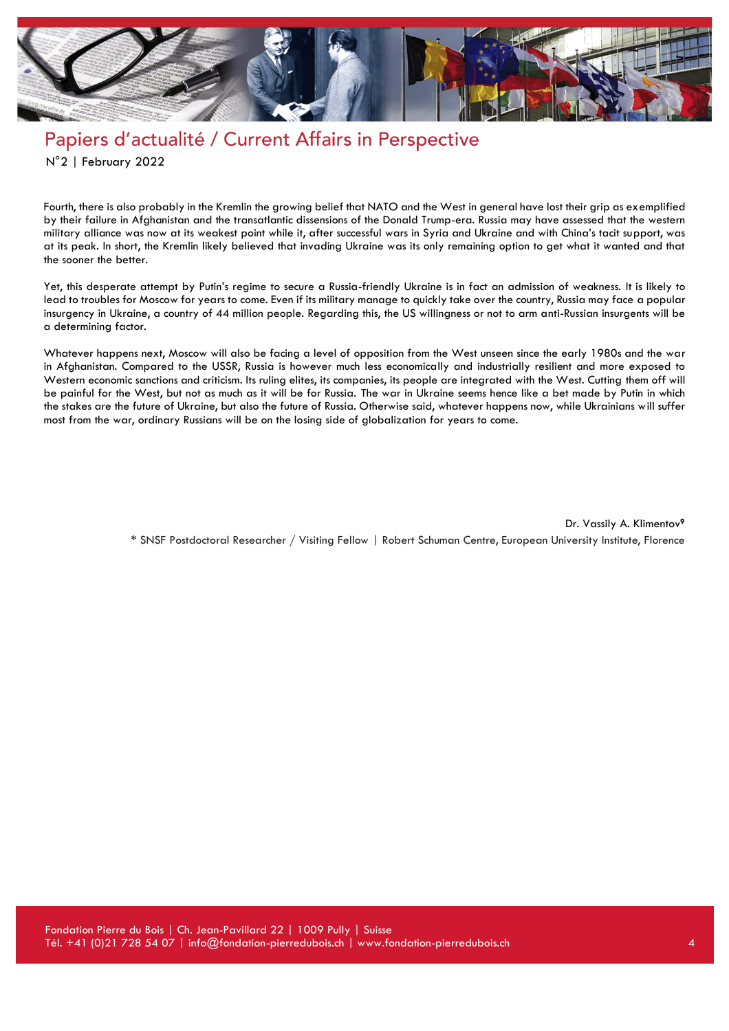Fourth, there is also probably in the Kremlin the growing belief that NATO and the West in general have lost their grip as exemplified by their failure in Afghanistan and the transatlantic dissensions of the Donald Trump-era. Russia may have assessed that the western military alliance was now at its weakest point while it, after successful wars in Syria and Ukraine and with China's tacit support, was at its peak. In short, the Kremlin likely believed that invading Ukraine was its only remaining option to get what it wanted and that the sooner the better.

Yet, this desperate attempt by Putin's regime to secure a Russia-friendly Ukraine is in fact an admission of weakness. It is likely to lead to troubles for Moscow for years to come. Even if its military manage to quickly take over the country, Russia may face a popular insurgency in Ukraine, a country of 44 million people. Regarding this, the US willingness or not to arm anti-Russian insurgents will be a determining factor.

Whatever happens next, Moscow will also be facing a level of opposition from the West unseen since the early 1980s and the war in Afghanistan. Compared to the USSR, Russia is however much less economically and industrially resilient and more exposed to Western economic sanctions and criticism. Its ruling elites, its companies, its people are integrated with the West. Cutting them off will be painful for the West, but not as much as it will be for Russia. The war in Ukraine seems hence like a bet made by Putin in which the stakes are the future of Ukraine, but also the future of Russia. Otherwise said, whatever happens now, while Ukrainians will suffer most from the war, ordinary Russians will be on the losing side of globalization for years to come.

Dr. Vassily A. Klimentov[9]

\* SNSF Postdoctoral Researcher / Visiting Fellow | Robert Schuman Centre, European University Institute, Florence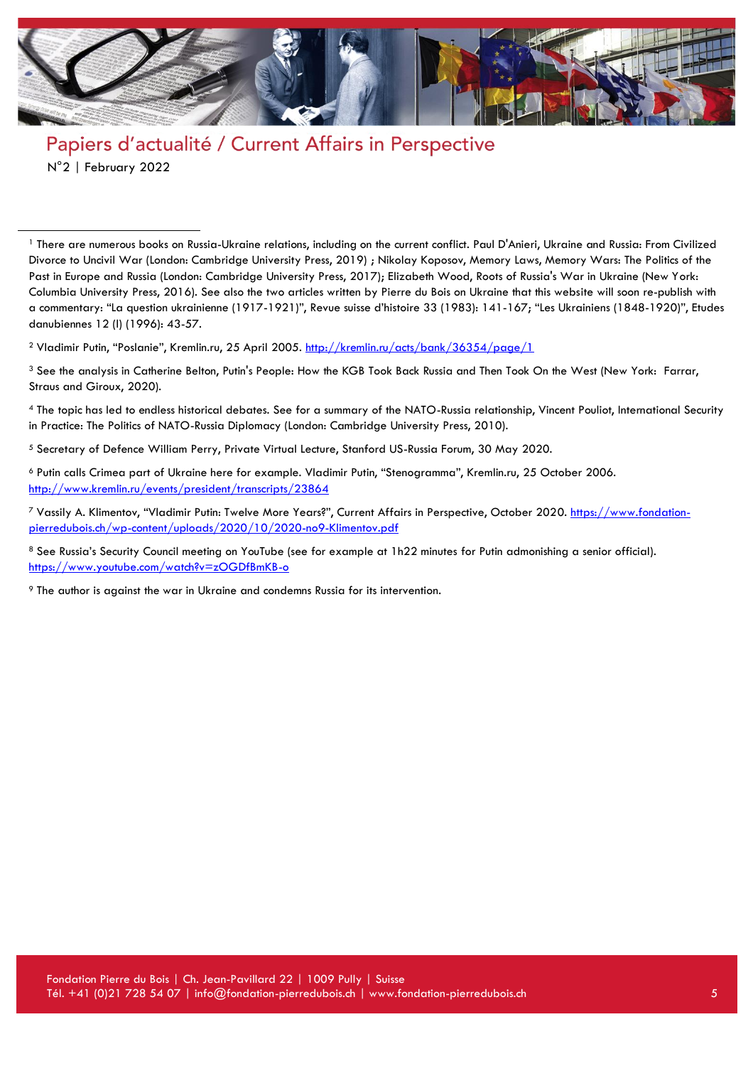[1] There are numerous books on Russia-Ukraine relations, including on the current conflict. Paul D'Anieri, Ukraine and Russia: From Civilized Divorce to Uncivil War (London: Cambridge University Press, 2019) ; Nikolay Koposov, Memory Laws, Memory Wars: The Politics of the Past in Europe and Russia (London: Cambridge University Press, 2017); Elizabeth Wood, Roots of Russia's War in Ukraine (New York: Columbia University Press, 2016). See also the two articles written by Pierre du Bois on Ukraine that this website will soon re-publish with a commentary: "La question ukrainienne (1917-1921)", Revue suisse d'histoire 33 (1983): 141-167; "Les Ukrainiens (1848-1920)", Etudes danubiennes 12 (I) (1996): 43-57.

[2] Vladimir Putin, "Poslanie", Kremlin.ru, 25 April 2005. http://kremlin.ru/acts/bank/36354/page/1

[3] See the analysis in Catherine Belton, Putin's People: How the KGB Took Back Russia and Then Took On the West (New York: Farrar, Straus and Giroux, 2020).

[4] The topic has led to endless historical debates. See for a summary of the NATO-Russia relationship, Vincent Pouliot, International Security in Practice: The Politics of NATO-Russia Diplomacy (London: Cambridge University Press, 2010).

[5] Secretary of Defence William Perry, Private Virtual Lecture, Stanford US-Russia Forum, 30 May 2020.

[6] Putin calls Crimea part of Ukraine here for example. Vladimir Putin, "Stenogramma", Kremlin.ru, 25 October 2006. http://www.kremlin.ru/events/president/transcripts/23864

[7] Vassily A. Klimentov, "Vladimir Putin: Twelve More Years?", Current Affairs in Perspective, October 2020. https://www.fondation-pierredubois.ch/wp-content/uploads/2020/10/2020-no9-Klimentov.pdf

[8] See Russia's Security Council meeting on YouTube (see for example at 1h22 minutes for Putin admonishing a senior official). https://www.youtube.com/watch?v=zOGDfBmKB-o

[9] The author is against the war in Ukraine and condemns Russia for its intervention.